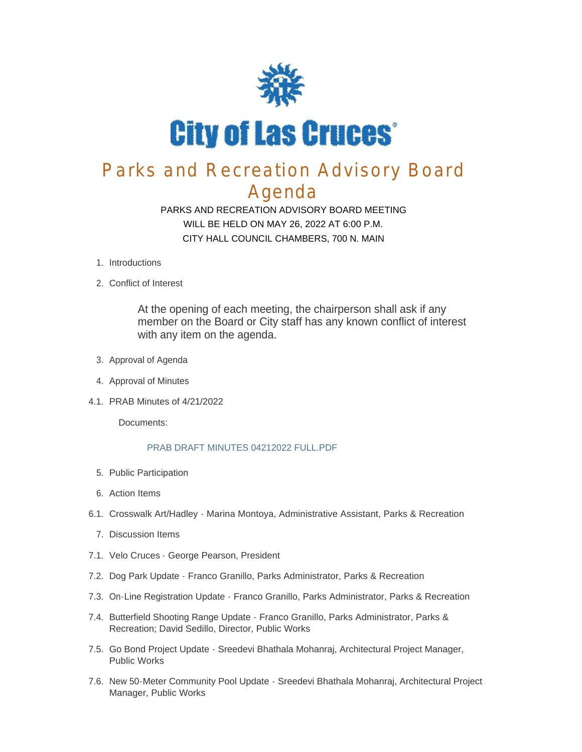City of Las Cruces

# Parks and Recreation Advisory Board Agenda

PARKS AND RECREATION ADVISORY BOARD MEETING
WILL BE HELD ON MAY 26, 2022 AT 6:00 P.M.
CITY HALL COUNCIL CHAMBERS, 700 N. MAIN

1. Introductions
2. Conflict of Interest

   At the opening of each meeting, the chairperson shall ask if any member on the Board or City staff has any known conflict of interest with any item on the agenda.

3. Approval of Agenda
4. Approval of Minutes

4.1. PRAB Minutes of 4/21/2022

Documents:

PRAB DRAFT MINUTES 04212022 FULL.PDF

5. Public Participation
6. Action Items

6.1. Crosswalk Art/Hadley - Marina Montoya, Administrative Assistant, Parks & Recreation

7. Discussion Items

7.1. Velo Cruces - George Pearson, President

7.2. Dog Park Update - Franco Granillo, Parks Administrator, Parks & Recreation

7.3. On-Line Registration Update - Franco Granillo, Parks Administrator, Parks & Recreation

7.4. Butterfield Shooting Range Update - Franco Granillo, Parks Administrator, Parks & Recreation; David Sedillo, Director, Public Works

7.5. Go Bond Project Update - Sreedevi Bhathala Mohanraj, Architectural Project Manager, Public Works

7.6. New 50-Meter Community Pool Update - Sreedevi Bhathala Mohanraj, Architectural Project Manager, Public Works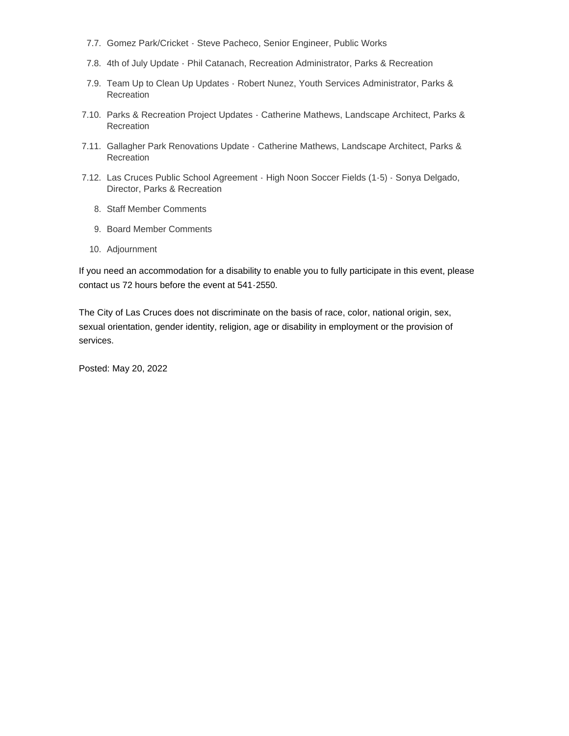7.7. Gomez Park/Cricket - Steve Pacheco, Senior Engineer, Public Works

7.8. 4th of July Update - Phil Catanach, Recreation Administrator, Parks & Recreation

7.9. Team Up to Clean Up Updates - Robert Nunez, Youth Services Administrator, Parks & Recreation

7.10. Parks & Recreation Project Updates - Catherine Mathews, Landscape Architect, Parks & Recreation

7.11. Gallagher Park Renovations Update - Catherine Mathews, Landscape Architect, Parks & Recreation

7.12. Las Cruces Public School Agreement - High Noon Soccer Fields (1-5) - Sonya Delgado, Director, Parks & Recreation

8. Staff Member Comments

9. Board Member Comments

10. Adjournment

If you need an accommodation for a disability to enable you to fully participate in this event, please contact us 72 hours before the event at 541-2550.

The City of Las Cruces does not discriminate on the basis of race, color, national origin, sex, sexual orientation, gender identity, religion, age or disability in employment or the provision of services.

Posted: May 20, 2022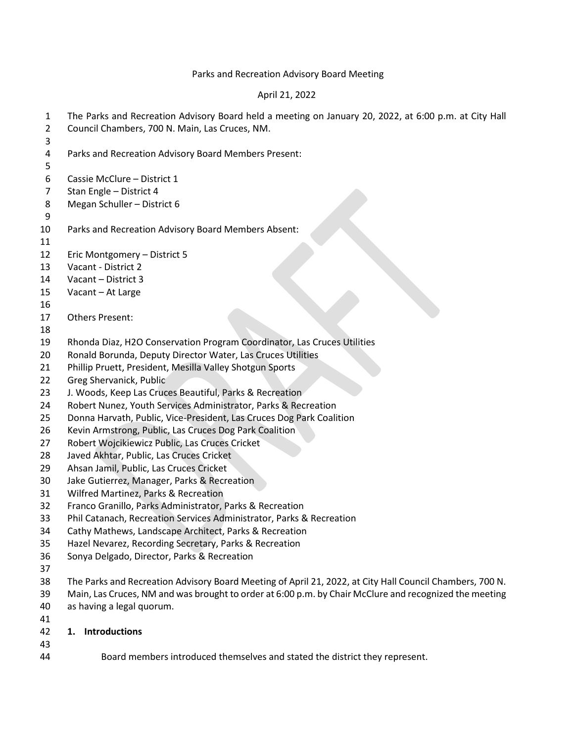Parks and Recreation Advisory Board Meeting

April 21, 2022

The Parks and Recreation Advisory Board held a meeting on January 20, 2022, at 6:00 p.m. at City Hall Council Chambers, 700 N. Main, Las Cruces, NM.

Parks and Recreation Advisory Board Members Present:

Cassie McClure – District 1
Stan Engle – District 4
Megan Schuller – District 6

Parks and Recreation Advisory Board Members Absent:

Eric Montgomery – District 5
Vacant - District 2
Vacant – District 3
Vacant – At Large

Others Present:

Rhonda Diaz, H2O Conservation Program Coordinator, Las Cruces Utilities
Ronald Borunda, Deputy Director Water, Las Cruces Utilities
Phillip Pruett, President, Mesilla Valley Shotgun Sports
Greg Shervanick, Public
J. Woods, Keep Las Cruces Beautiful, Parks & Recreation
Robert Nunez, Youth Services Administrator, Parks & Recreation
Donna Harvath, Public, Vice-President, Las Cruces Dog Park Coalition
Kevin Armstrong, Public, Las Cruces Dog Park Coalition
Robert Wojcikiewicz Public, Las Cruces Cricket
Javed Akhtar, Public, Las Cruces Cricket
Ahsan Jamil, Public, Las Cruces Cricket
Jake Gutierrez, Manager, Parks & Recreation
Wilfred Martinez, Parks & Recreation
Franco Granillo, Parks Administrator, Parks & Recreation
Phil Catanach, Recreation Services Administrator, Parks & Recreation
Cathy Mathews, Landscape Architect, Parks & Recreation
Hazel Nevarez, Recording Secretary, Parks & Recreation
Sonya Delgado, Director, Parks & Recreation

The Parks and Recreation Advisory Board Meeting of April 21, 2022, at City Hall Council Chambers, 700 N. Main, Las Cruces, NM and was brought to order at 6:00 p.m. by Chair McClure and recognized the meeting as having a legal quorum.

**1. Introductions**

Board members introduced themselves and stated the district they represent.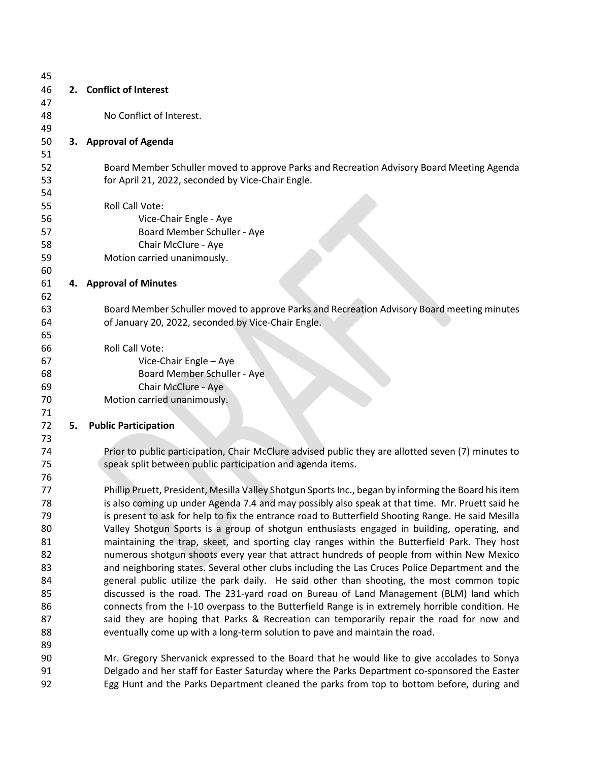## 2. Conflict of Interest

No Conflict of Interest.

## 3. Approval of Agenda

Board Member Schuller moved to approve Parks and Recreation Advisory Board Meeting Agenda for April 21, 2022, seconded by Vice-Chair Engle.

Roll Call Vote:
- Vice-Chair Engle - Aye
- Board Member Schuller - Aye
- Chair McClure - Aye

Motion carried unanimously.

## 4. Approval of Minutes

Board Member Schuller moved to approve Parks and Recreation Advisory Board meeting minutes of January 20, 2022, seconded by Vice-Chair Engle.

Roll Call Vote:
- Vice-Chair Engle – Aye
- Board Member Schuller - Aye
- Chair McClure - Aye

Motion carried unanimously.

## 5. Public Participation

Prior to public participation, Chair McClure advised public they are allotted seven (7) minutes to speak split between public participation and agenda items.

Phillip Pruett, President, Mesilla Valley Shotgun Sports Inc., began by informing the Board his item is also coming up under Agenda 7.4 and may possibly also speak at that time. Mr. Pruett said he is present to ask for help to fix the entrance road to Butterfield Shooting Range. He said Mesilla Valley Shotgun Sports is a group of shotgun enthusiasts engaged in building, operating, and maintaining the trap, skeet, and sporting clay ranges within the Butterfield Park. They host numerous shotgun shoots every year that attract hundreds of people from within New Mexico and neighboring states. Several other clubs including the Las Cruces Police Department and the general public utilize the park daily. He said other than shooting, the most common topic discussed is the road. The 231-yard road on Bureau of Land Management (BLM) land which connects from the I-10 overpass to the Butterfield Range is in extremely horrible condition. He said they are hoping that Parks & Recreation can temporarily repair the road for now and eventually come up with a long-term solution to pave and maintain the road.

Mr. Gregory Shervanick expressed to the Board that he would like to give accolades to Sonya Delgado and her staff for Easter Saturday where the Parks Department co-sponsored the Easter Egg Hunt and the Parks Department cleaned the parks from top to bottom before, during and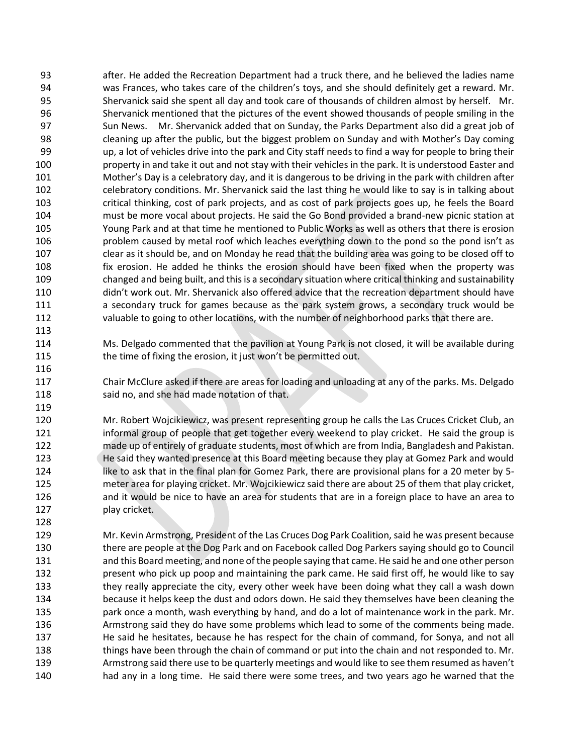after. He added the Recreation Department had a truck there, and he believed the ladies name was Frances, who takes care of the children's toys, and she should definitely get a reward. Mr. Shervanick said she spent all day and took care of thousands of children almost by herself. Mr. Shervanick mentioned that the pictures of the event showed thousands of people smiling in the Sun News. Mr. Shervanick added that on Sunday, the Parks Department also did a great job of cleaning up after the public, but the biggest problem on Sunday and with Mother's Day coming up, a lot of vehicles drive into the park and City staff needs to find a way for people to bring their property in and take it out and not stay with their vehicles in the park. It is understood Easter and Mother's Day is a celebratory day, and it is dangerous to be driving in the park with children after celebratory conditions. Mr. Shervanick said the last thing he would like to say is in talking about critical thinking, cost of park projects, and as cost of park projects goes up, he feels the Board must be more vocal about projects. He said the Go Bond provided a brand-new picnic station at Young Park and at that time he mentioned to Public Works as well as others that there is erosion problem caused by metal roof which leaches everything down to the pond so the pond isn't as clear as it should be, and on Monday he read that the building area was going to be closed off to fix erosion. He added he thinks the erosion should have been fixed when the property was changed and being built, and this is a secondary situation where critical thinking and sustainability didn't work out. Mr. Shervanick also offered advice that the recreation department should have a secondary truck for games because as the park system grows, a secondary truck would be valuable to going to other locations, with the number of neighborhood parks that there are.

Ms. Delgado commented that the pavilion at Young Park is not closed, it will be available during the time of fixing the erosion, it just won't be permitted out.

Chair McClure asked if there are areas for loading and unloading at any of the parks. Ms. Delgado said no, and she had made notation of that.

Mr. Robert Wojcikiewicz, was present representing group he calls the Las Cruces Cricket Club, an informal group of people that get together every weekend to play cricket. He said the group is made up of entirely of graduate students, most of which are from India, Bangladesh and Pakistan. He said they wanted presence at this Board meeting because they play at Gomez Park and would like to ask that in the final plan for Gomez Park, there are provisional plans for a 20 meter by 5-meter area for playing cricket. Mr. Wojcikiewicz said there are about 25 of them that play cricket, and it would be nice to have an area for students that are in a foreign place to have an area to play cricket.

Mr. Kevin Armstrong, President of the Las Cruces Dog Park Coalition, said he was present because there are people at the Dog Park and on Facebook called Dog Parkers saying should go to Council and this Board meeting, and none of the people saying that came. He said he and one other person present who pick up poop and maintaining the park came. He said first off, he would like to say they really appreciate the city, every other week have been doing what they call a wash down because it helps keep the dust and odors down. He said they themselves have been cleaning the park once a month, wash everything by hand, and do a lot of maintenance work in the park. Mr. Armstrong said they do have some problems which lead to some of the comments being made. He said he hesitates, because he has respect for the chain of command, for Sonya, and not all things have been through the chain of command or put into the chain and not responded to. Mr. Armstrong said there use to be quarterly meetings and would like to see them resumed as haven't had any in a long time. He said there were some trees, and two years ago he warned that the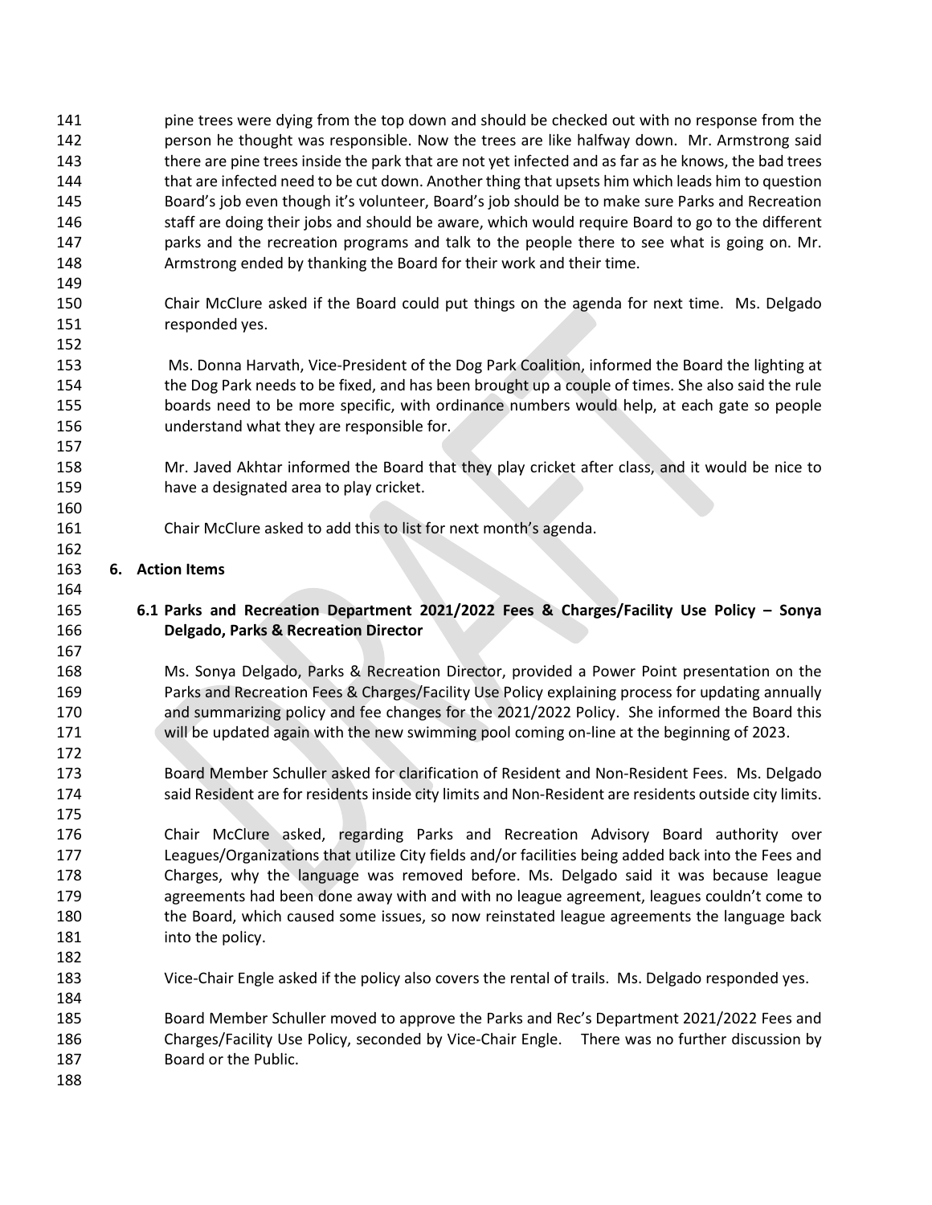pine trees were dying from the top down and should be checked out with no response from the person he thought was responsible. Now the trees are like halfway down. Mr. Armstrong said there are pine trees inside the park that are not yet infected and as far as he knows, the bad trees that are infected need to be cut down. Another thing that upsets him which leads him to question Board's job even though it's volunteer, Board's job should be to make sure Parks and Recreation staff are doing their jobs and should be aware, which would require Board to go to the different parks and the recreation programs and talk to the people there to see what is going on. Mr. Armstrong ended by thanking the Board for their work and their time.

Chair McClure asked if the Board could put things on the agenda for next time. Ms. Delgado responded yes.

Ms. Donna Harvath, Vice-President of the Dog Park Coalition, informed the Board the lighting at the Dog Park needs to be fixed, and has been brought up a couple of times. She also said the rule boards need to be more specific, with ordinance numbers would help, at each gate so people understand what they are responsible for.

Mr. Javed Akhtar informed the Board that they play cricket after class, and it would be nice to have a designated area to play cricket.

Chair McClure asked to add this to list for next month's agenda.

## 6. Action Items

### 6.1 Parks and Recreation Department 2021/2022 Fees & Charges/Facility Use Policy – Sonya Delgado, Parks & Recreation Director

Ms. Sonya Delgado, Parks & Recreation Director, provided a Power Point presentation on the Parks and Recreation Fees & Charges/Facility Use Policy explaining process for updating annually and summarizing policy and fee changes for the 2021/2022 Policy. She informed the Board this will be updated again with the new swimming pool coming on-line at the beginning of 2023.

Board Member Schuller asked for clarification of Resident and Non-Resident Fees. Ms. Delgado said Resident are for residents inside city limits and Non-Resident are residents outside city limits.

Chair McClure asked, regarding Parks and Recreation Advisory Board authority over Leagues/Organizations that utilize City fields and/or facilities being added back into the Fees and Charges, why the language was removed before. Ms. Delgado said it was because league agreements had been done away with and with no league agreement, leagues couldn't come to the Board, which caused some issues, so now reinstated league agreements the language back into the policy.

Vice-Chair Engle asked if the policy also covers the rental of trails. Ms. Delgado responded yes.

Board Member Schuller moved to approve the Parks and Rec's Department 2021/2022 Fees and Charges/Facility Use Policy, seconded by Vice-Chair Engle. There was no further discussion by Board or the Public.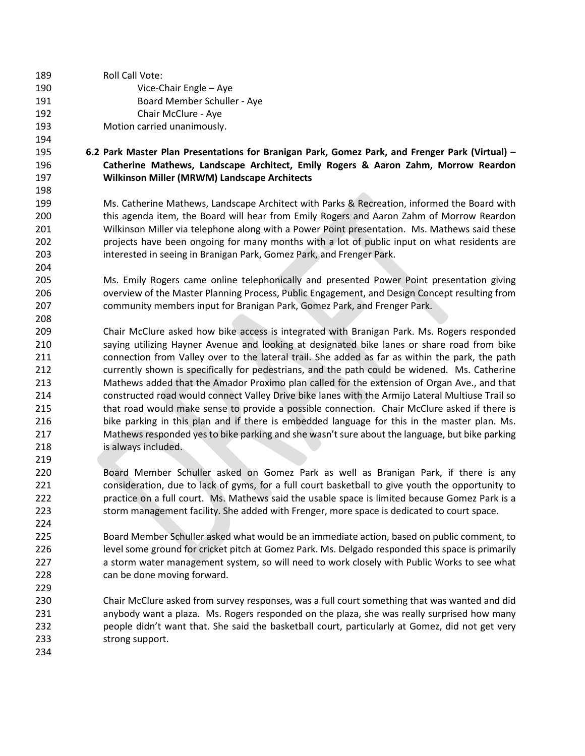Roll Call Vote:

Vice-Chair Engle – Aye

Board Member Schuller - Aye

Chair McClure - Aye

Motion carried unanimously.

**6.2 Park Master Plan Presentations for Branigan Park, Gomez Park, and Frenger Park (Virtual) – Catherine Mathews, Landscape Architect, Emily Rogers & Aaron Zahm, Morrow Reardon Wilkinson Miller (MRWM) Landscape Architects**

Ms. Catherine Mathews, Landscape Architect with Parks & Recreation, informed the Board with this agenda item, the Board will hear from Emily Rogers and Aaron Zahm of Morrow Reardon Wilkinson Miller via telephone along with a Power Point presentation. Ms. Mathews said these projects have been ongoing for many months with a lot of public input on what residents are interested in seeing in Branigan Park, Gomez Park, and Frenger Park.

Ms. Emily Rogers came online telephonically and presented Power Point presentation giving overview of the Master Planning Process, Public Engagement, and Design Concept resulting from community members input for Branigan Park, Gomez Park, and Frenger Park.

Chair McClure asked how bike access is integrated with Branigan Park. Ms. Rogers responded saying utilizing Hayner Avenue and looking at designated bike lanes or share road from bike connection from Valley over to the lateral trail. She added as far as within the park, the path currently shown is specifically for pedestrians, and the path could be widened. Ms. Catherine Mathews added that the Amador Proximo plan called for the extension of Organ Ave., and that constructed road would connect Valley Drive bike lanes with the Armijo Lateral Multiuse Trail so that road would make sense to provide a possible connection. Chair McClure asked if there is bike parking in this plan and if there is embedded language for this in the master plan. Ms. Mathews responded yes to bike parking and she wasn't sure about the language, but bike parking is always included.

Board Member Schuller asked on Gomez Park as well as Branigan Park, if there is any consideration, due to lack of gyms, for a full court basketball to give youth the opportunity to practice on a full court. Ms. Mathews said the usable space is limited because Gomez Park is a storm management facility. She added with Frenger, more space is dedicated to court space.

Board Member Schuller asked what would be an immediate action, based on public comment, to level some ground for cricket pitch at Gomez Park. Ms. Delgado responded this space is primarily a storm water management system, so will need to work closely with Public Works to see what can be done moving forward.

Chair McClure asked from survey responses, was a full court something that was wanted and did anybody want a plaza. Ms. Rogers responded on the plaza, she was really surprised how many people didn't want that. She said the basketball court, particularly at Gomez, did not get very strong support.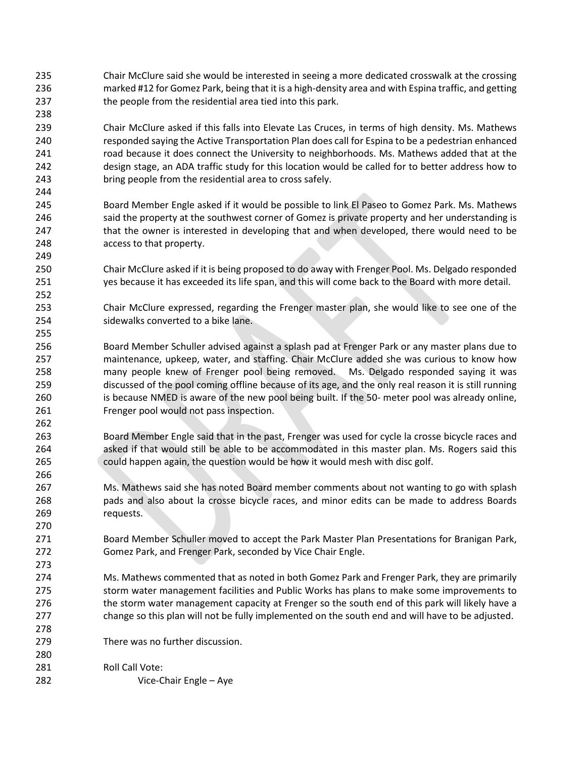Chair McClure said she would be interested in seeing a more dedicated crosswalk at the crossing marked #12 for Gomez Park, being that it is a high-density area and with Espina traffic, and getting the people from the residential area tied into this park.

Chair McClure asked if this falls into Elevate Las Cruces, in terms of high density. Ms. Mathews responded saying the Active Transportation Plan does call for Espina to be a pedestrian enhanced road because it does connect the University to neighborhoods. Ms. Mathews added that at the design stage, an ADA traffic study for this location would be called for to better address how to bring people from the residential area to cross safely.

Board Member Engle asked if it would be possible to link El Paseo to Gomez Park. Ms. Mathews said the property at the southwest corner of Gomez is private property and her understanding is that the owner is interested in developing that and when developed, there would need to be access to that property.

Chair McClure asked if it is being proposed to do away with Frenger Pool. Ms. Delgado responded yes because it has exceeded its life span, and this will come back to the Board with more detail.

Chair McClure expressed, regarding the Frenger master plan, she would like to see one of the sidewalks converted to a bike lane.

Board Member Schuller advised against a splash pad at Frenger Park or any master plans due to maintenance, upkeep, water, and staffing. Chair McClure added she was curious to know how many people knew of Frenger pool being removed. Ms. Delgado responded saying it was discussed of the pool coming offline because of its age, and the only real reason it is still running is because NMED is aware of the new pool being built. If the 50- meter pool was already online, Frenger pool would not pass inspection.

Board Member Engle said that in the past, Frenger was used for cycle la crosse bicycle races and asked if that would still be able to be accommodated in this master plan. Ms. Rogers said this could happen again, the question would be how it would mesh with disc golf.

Ms. Mathews said she has noted Board member comments about not wanting to go with splash pads and also about la crosse bicycle races, and minor edits can be made to address Boards requests.

Board Member Schuller moved to accept the Park Master Plan Presentations for Branigan Park, Gomez Park, and Frenger Park, seconded by Vice Chair Engle.

Ms. Mathews commented that as noted in both Gomez Park and Frenger Park, they are primarily storm water management facilities and Public Works has plans to make some improvements to the storm water management capacity at Frenger so the south end of this park will likely have a change so this plan will not be fully implemented on the south end and will have to be adjusted.

There was no further discussion.

Roll Call Vote:

Vice-Chair Engle – Aye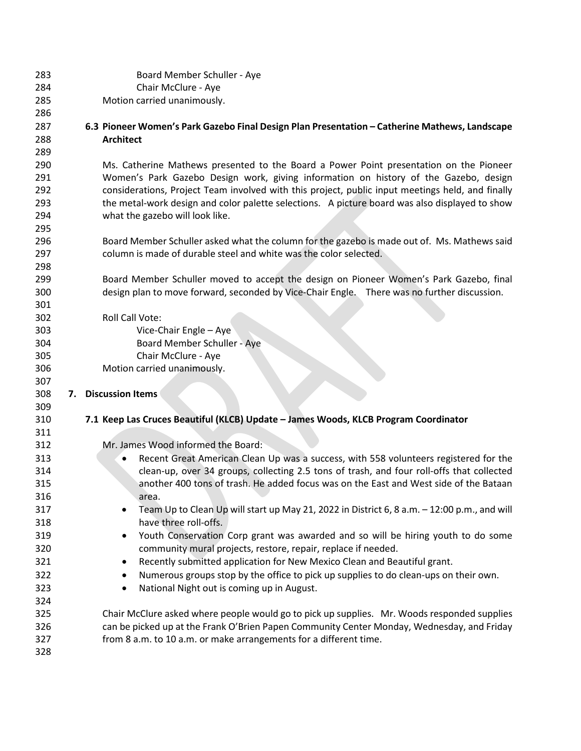Board Member Schuller - Aye
Chair McClure - Aye
Motion carried unanimously.

**6.3 Pioneer Women's Park Gazebo Final Design Plan Presentation – Catherine Mathews, Landscape Architect**

Ms. Catherine Mathews presented to the Board a Power Point presentation on the Pioneer Women's Park Gazebo Design work, giving information on history of the Gazebo, design considerations, Project Team involved with this project, public input meetings held, and finally the metal-work design and color palette selections. A picture board was also displayed to show what the gazebo will look like.

Board Member Schuller asked what the column for the gazebo is made out of. Ms. Mathews said column is made of durable steel and white was the color selected.

Board Member Schuller moved to accept the design on Pioneer Women's Park Gazebo, final design plan to move forward, seconded by Vice-Chair Engle. There was no further discussion.

Roll Call Vote:
Vice-Chair Engle – Aye
Board Member Schuller - Aye
Chair McClure - Aye
Motion carried unanimously.

**7. Discussion Items**

**7.1 Keep Las Cruces Beautiful (KLCB) Update – James Woods, KLCB Program Coordinator**

Mr. James Wood informed the Board:

- Recent Great American Clean Up was a success, with 558 volunteers registered for the clean-up, over 34 groups, collecting 2.5 tons of trash, and four roll-offs that collected another 400 tons of trash. He added focus was on the East and West side of the Bataan area.
- Team Up to Clean Up will start up May 21, 2022 in District 6, 8 a.m. – 12:00 p.m., and will have three roll-offs.
- Youth Conservation Corp grant was awarded and so will be hiring youth to do some community mural projects, restore, repair, replace if needed.
- Recently submitted application for New Mexico Clean and Beautiful grant.
- Numerous groups stop by the office to pick up supplies to do clean-ups on their own.
- National Night out is coming up in August.

Chair McClure asked where people would go to pick up supplies. Mr. Woods responded supplies can be picked up at the Frank O'Brien Papen Community Center Monday, Wednesday, and Friday from 8 a.m. to 10 a.m. or make arrangements for a different time.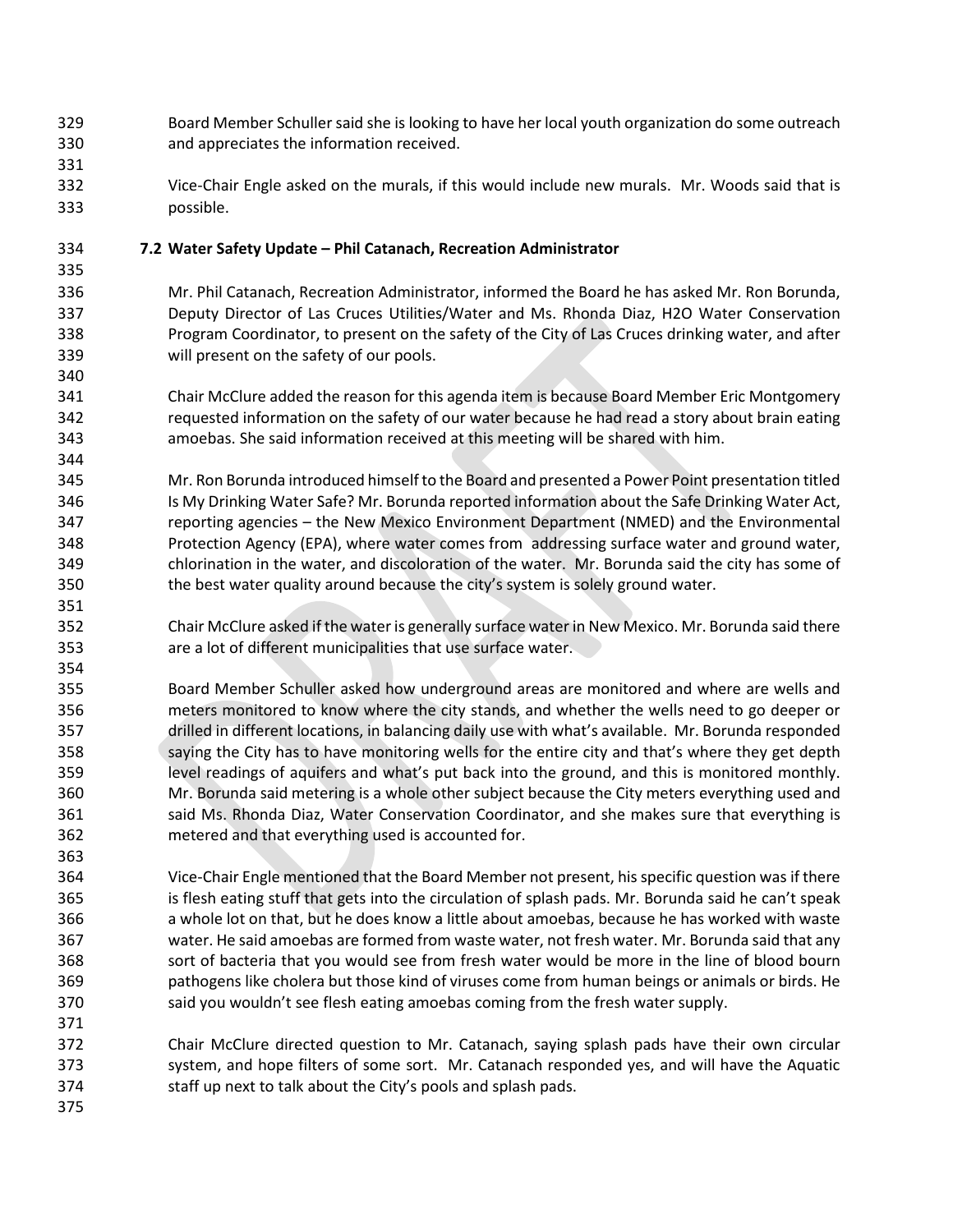Board Member Schuller said she is looking to have her local youth organization do some outreach and appreciates the information received.

Vice-Chair Engle asked on the murals, if this would include new murals. Mr. Woods said that is possible.

**7.2 Water Safety Update – Phil Catanach, Recreation Administrator**

Mr. Phil Catanach, Recreation Administrator, informed the Board he has asked Mr. Ron Borunda, Deputy Director of Las Cruces Utilities/Water and Ms. Rhonda Diaz, H2O Water Conservation Program Coordinator, to present on the safety of the City of Las Cruces drinking water, and after will present on the safety of our pools.

Chair McClure added the reason for this agenda item is because Board Member Eric Montgomery requested information on the safety of our water because he had read a story about brain eating amoebas. She said information received at this meeting will be shared with him.

Mr. Ron Borunda introduced himself to the Board and presented a Power Point presentation titled Is My Drinking Water Safe? Mr. Borunda reported information about the Safe Drinking Water Act, reporting agencies – the New Mexico Environment Department (NMED) and the Environmental Protection Agency (EPA), where water comes from addressing surface water and ground water, chlorination in the water, and discoloration of the water. Mr. Borunda said the city has some of the best water quality around because the city's system is solely ground water.

Chair McClure asked if the water is generally surface water in New Mexico. Mr. Borunda said there are a lot of different municipalities that use surface water.

Board Member Schuller asked how underground areas are monitored and where are wells and meters monitored to know where the city stands, and whether the wells need to go deeper or drilled in different locations, in balancing daily use with what's available. Mr. Borunda responded saying the City has to have monitoring wells for the entire city and that's where they get depth level readings of aquifers and what's put back into the ground, and this is monitored monthly. Mr. Borunda said metering is a whole other subject because the City meters everything used and said Ms. Rhonda Diaz, Water Conservation Coordinator, and she makes sure that everything is metered and that everything used is accounted for.

Vice-Chair Engle mentioned that the Board Member not present, his specific question was if there is flesh eating stuff that gets into the circulation of splash pads. Mr. Borunda said he can't speak a whole lot on that, but he does know a little about amoebas, because he has worked with waste water. He said amoebas are formed from waste water, not fresh water. Mr. Borunda said that any sort of bacteria that you would see from fresh water would be more in the line of blood bourn pathogens like cholera but those kind of viruses come from human beings or animals or birds. He said you wouldn't see flesh eating amoebas coming from the fresh water supply.

Chair McClure directed question to Mr. Catanach, saying splash pads have their own circular system, and hope filters of some sort. Mr. Catanach responded yes, and will have the Aquatic staff up next to talk about the City's pools and splash pads.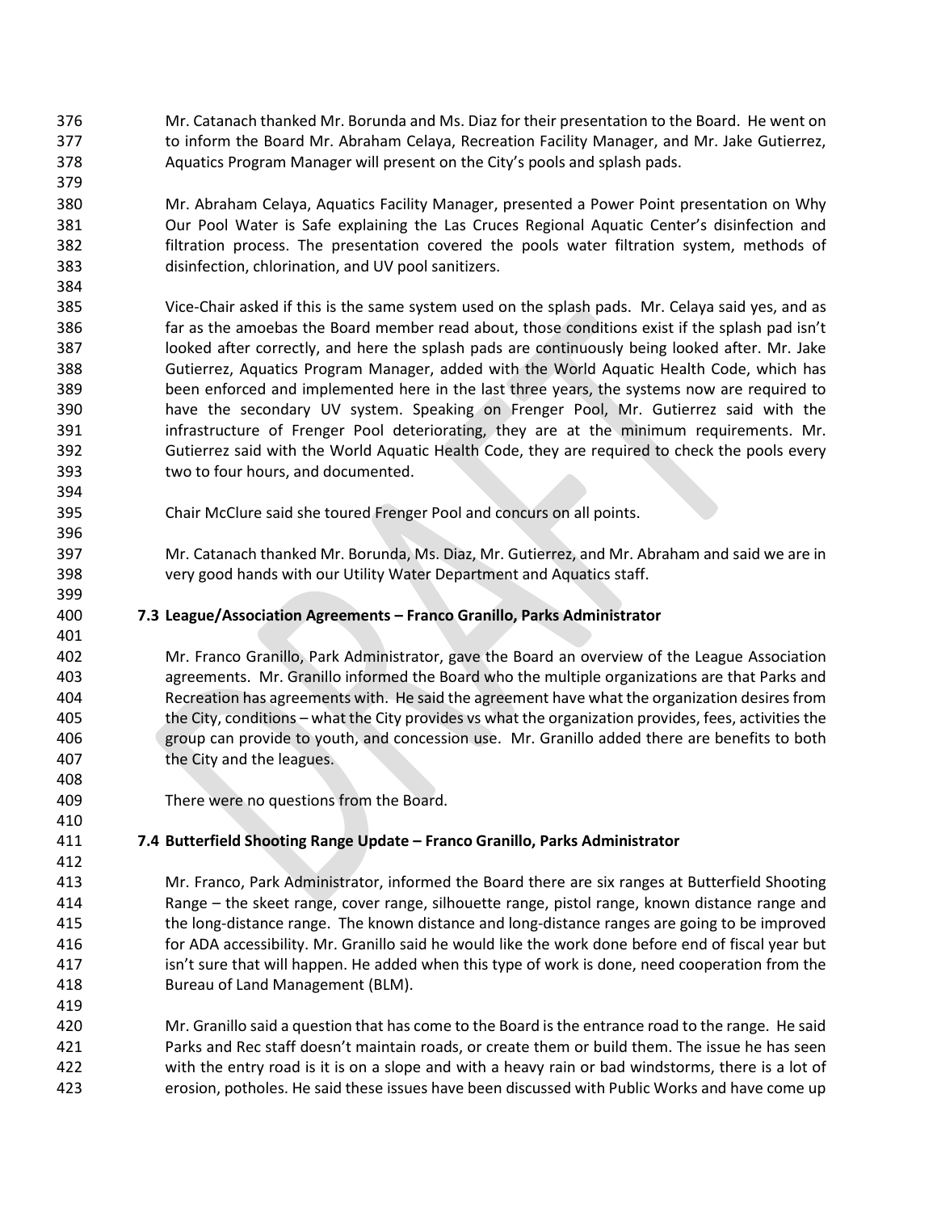Mr. Catanach thanked Mr. Borunda and Ms. Diaz for their presentation to the Board. He went on to inform the Board Mr. Abraham Celaya, Recreation Facility Manager, and Mr. Jake Gutierrez, Aquatics Program Manager will present on the City's pools and splash pads.

Mr. Abraham Celaya, Aquatics Facility Manager, presented a Power Point presentation on Why Our Pool Water is Safe explaining the Las Cruces Regional Aquatic Center's disinfection and filtration process. The presentation covered the pools water filtration system, methods of disinfection, chlorination, and UV pool sanitizers.

Vice-Chair asked if this is the same system used on the splash pads. Mr. Celaya said yes, and as far as the amoebas the Board member read about, those conditions exist if the splash pad isn't looked after correctly, and here the splash pads are continuously being looked after. Mr. Jake Gutierrez, Aquatics Program Manager, added with the World Aquatic Health Code, which has been enforced and implemented here in the last three years, the systems now are required to have the secondary UV system. Speaking on Frenger Pool, Mr. Gutierrez said with the infrastructure of Frenger Pool deteriorating, they are at the minimum requirements. Mr. Gutierrez said with the World Aquatic Health Code, they are required to check the pools every two to four hours, and documented.

Chair McClure said she toured Frenger Pool and concurs on all points.

Mr. Catanach thanked Mr. Borunda, Ms. Diaz, Mr. Gutierrez, and Mr. Abraham and said we are in very good hands with our Utility Water Department and Aquatics staff.

**7.3 League/Association Agreements – Franco Granillo, Parks Administrator**

Mr. Franco Granillo, Park Administrator, gave the Board an overview of the League Association agreements. Mr. Granillo informed the Board who the multiple organizations are that Parks and Recreation has agreements with. He said the agreement have what the organization desires from the City, conditions – what the City provides vs what the organization provides, fees, activities the group can provide to youth, and concession use. Mr. Granillo added there are benefits to both the City and the leagues.

There were no questions from the Board.

**7.4 Butterfield Shooting Range Update – Franco Granillo, Parks Administrator**

Mr. Franco, Park Administrator, informed the Board there are six ranges at Butterfield Shooting Range – the skeet range, cover range, silhouette range, pistol range, known distance range and the long-distance range. The known distance and long-distance ranges are going to be improved for ADA accessibility. Mr. Granillo said he would like the work done before end of fiscal year but isn't sure that will happen. He added when this type of work is done, need cooperation from the Bureau of Land Management (BLM).

Mr. Granillo said a question that has come to the Board is the entrance road to the range. He said Parks and Rec staff doesn't maintain roads, or create them or build them. The issue he has seen with the entry road is it is on a slope and with a heavy rain or bad windstorms, there is a lot of erosion, potholes. He said these issues have been discussed with Public Works and have come up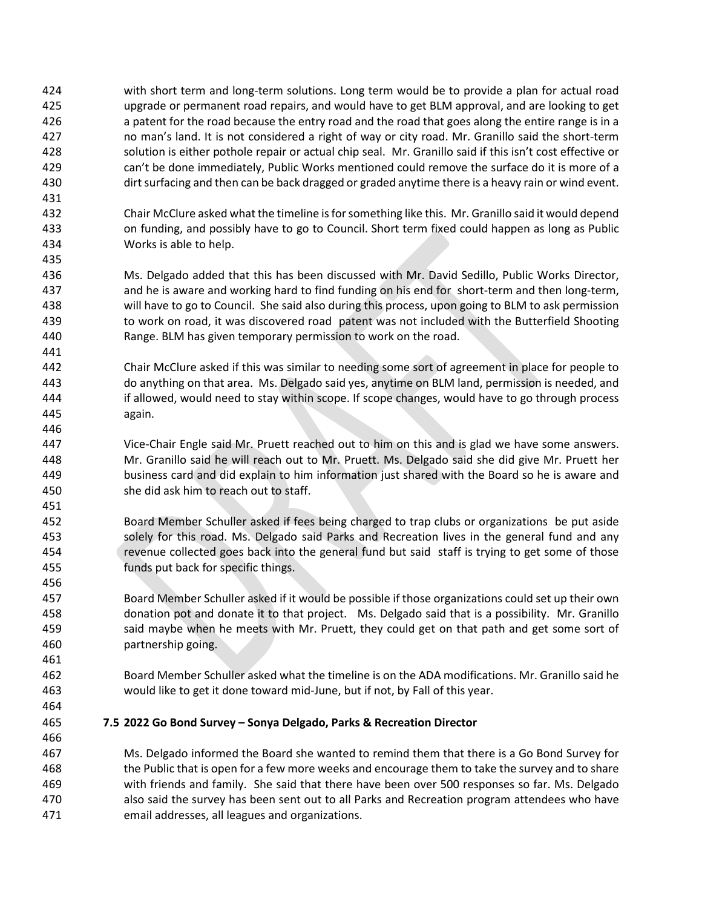with short term and long-term solutions. Long term would be to provide a plan for actual road upgrade or permanent road repairs, and would have to get BLM approval, and are looking to get a patent for the road because the entry road and the road that goes along the entire range is in a no man's land. It is not considered a right of way or city road. Mr. Granillo said the short-term solution is either pothole repair or actual chip seal. Mr. Granillo said if this isn't cost effective or can't be done immediately, Public Works mentioned could remove the surface do it is more of a dirt surfacing and then can be back dragged or graded anytime there is a heavy rain or wind event.

Chair McClure asked what the timeline is for something like this. Mr. Granillo said it would depend on funding, and possibly have to go to Council. Short term fixed could happen as long as Public Works is able to help.

Ms. Delgado added that this has been discussed with Mr. David Sedillo, Public Works Director, and he is aware and working hard to find funding on his end for short-term and then long-term, will have to go to Council. She said also during this process, upon going to BLM to ask permission to work on road, it was discovered road patent was not included with the Butterfield Shooting Range. BLM has given temporary permission to work on the road.

Chair McClure asked if this was similar to needing some sort of agreement in place for people to do anything on that area. Ms. Delgado said yes, anytime on BLM land, permission is needed, and if allowed, would need to stay within scope. If scope changes, would have to go through process again.

Vice-Chair Engle said Mr. Pruett reached out to him on this and is glad we have some answers. Mr. Granillo said he will reach out to Mr. Pruett. Ms. Delgado said she did give Mr. Pruett her business card and did explain to him information just shared with the Board so he is aware and she did ask him to reach out to staff.

Board Member Schuller asked if fees being charged to trap clubs or organizations be put aside solely for this road. Ms. Delgado said Parks and Recreation lives in the general fund and any revenue collected goes back into the general fund but said staff is trying to get some of those funds put back for specific things.

Board Member Schuller asked if it would be possible if those organizations could set up their own donation pot and donate it to that project. Ms. Delgado said that is a possibility. Mr. Granillo said maybe when he meets with Mr. Pruett, they could get on that path and get some sort of partnership going.

Board Member Schuller asked what the timeline is on the ADA modifications. Mr. Granillo said he would like to get it done toward mid-June, but if not, by Fall of this year.

**7.5 2022 Go Bond Survey – Sonya Delgado, Parks & Recreation Director**

Ms. Delgado informed the Board she wanted to remind them that there is a Go Bond Survey for the Public that is open for a few more weeks and encourage them to take the survey and to share with friends and family. She said that there have been over 500 responses so far. Ms. Delgado also said the survey has been sent out to all Parks and Recreation program attendees who have email addresses, all leagues and organizations.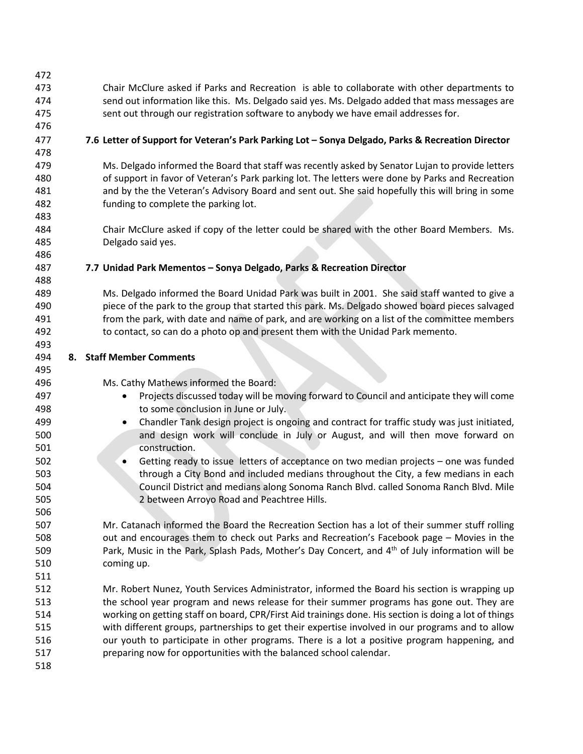Chair McClure asked if Parks and Recreation is able to collaborate with other departments to send out information like this. Ms. Delgado said yes. Ms. Delgado added that mass messages are sent out through our registration software to anybody we have email addresses for.

### 7.6 Letter of Support for Veteran's Park Parking Lot – Sonya Delgado, Parks & Recreation Director

Ms. Delgado informed the Board that staff was recently asked by Senator Lujan to provide letters of support in favor of Veteran's Park parking lot. The letters were done by Parks and Recreation and by the the Veteran's Advisory Board and sent out. She said hopefully this will bring in some funding to complete the parking lot.

Chair McClure asked if copy of the letter could be shared with the other Board Members. Ms. Delgado said yes.

### 7.7 Unidad Park Mementos – Sonya Delgado, Parks & Recreation Director

Ms. Delgado informed the Board Unidad Park was built in 2001. She said staff wanted to give a piece of the park to the group that started this park. Ms. Delgado showed board pieces salvaged from the park, with date and name of park, and are working on a list of the committee members to contact, so can do a photo op and present them with the Unidad Park memento.

## 8. Staff Member Comments

Ms. Cathy Mathews informed the Board:

- Projects discussed today will be moving forward to Council and anticipate they will come to some conclusion in June or July.
- Chandler Tank design project is ongoing and contract for traffic study was just initiated, and design work will conclude in July or August, and will then move forward on construction.
- Getting ready to issue letters of acceptance on two median projects – one was funded through a City Bond and included medians throughout the City, a few medians in each Council District and medians along Sonoma Ranch Blvd. called Sonoma Ranch Blvd. Mile 2 between Arroyo Road and Peachtree Hills.

Mr. Catanach informed the Board the Recreation Section has a lot of their summer stuff rolling out and encourages them to check out Parks and Recreation's Facebook page – Movies in the Park, Music in the Park, Splash Pads, Mother's Day Concert, and 4th of July information will be coming up.

Mr. Robert Nunez, Youth Services Administrator, informed the Board his section is wrapping up the school year program and news release for their summer programs has gone out. They are working on getting staff on board, CPR/First Aid trainings done. His section is doing a lot of things with different groups, partnerships to get their expertise involved in our programs and to allow our youth to participate in other programs. There is a lot a positive program happening, and preparing now for opportunities with the balanced school calendar.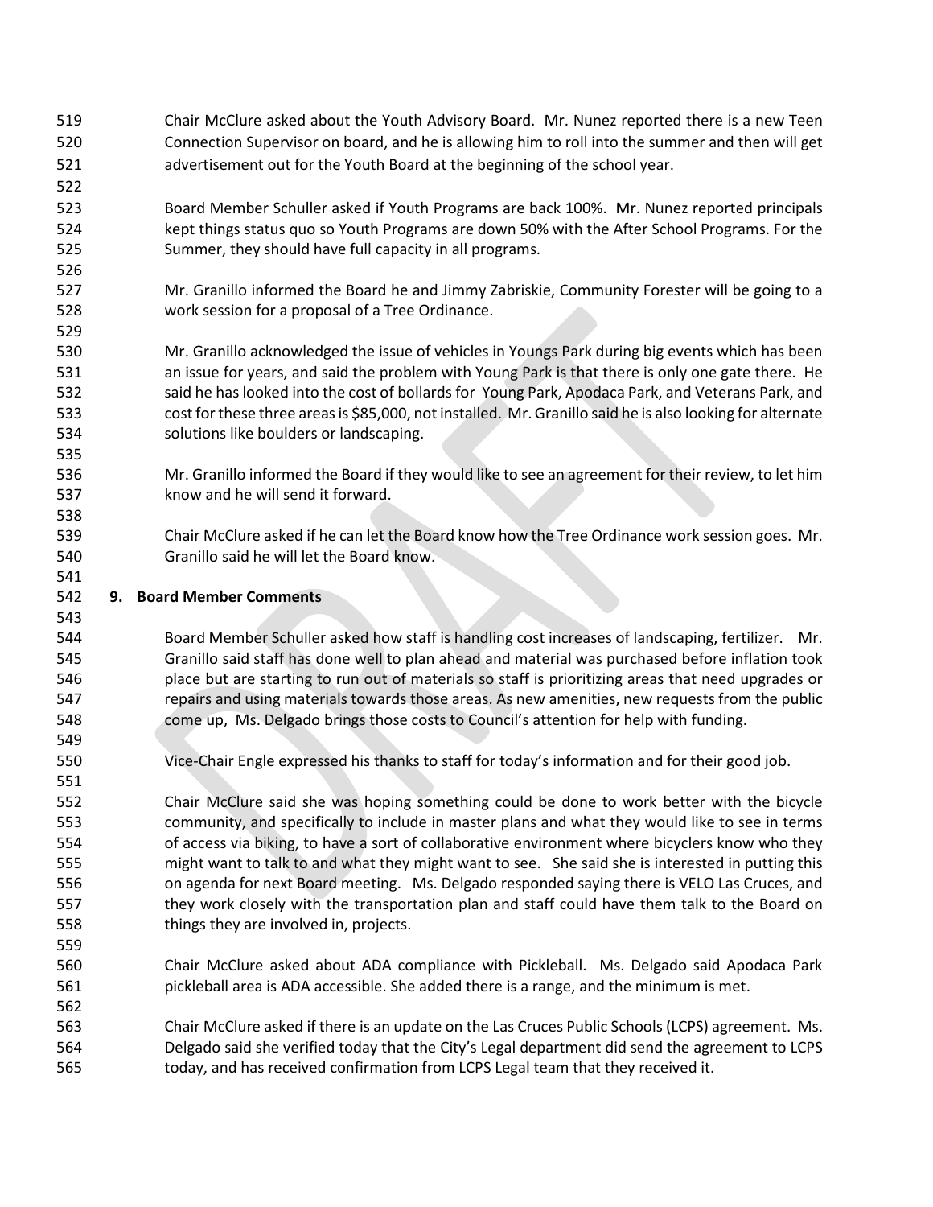Chair McClure asked about the Youth Advisory Board. Mr. Nunez reported there is a new Teen Connection Supervisor on board, and he is allowing him to roll into the summer and then will get advertisement out for the Youth Board at the beginning of the school year.

Board Member Schuller asked if Youth Programs are back 100%. Mr. Nunez reported principals kept things status quo so Youth Programs are down 50% with the After School Programs. For the Summer, they should have full capacity in all programs.

Mr. Granillo informed the Board he and Jimmy Zabriskie, Community Forester will be going to a work session for a proposal of a Tree Ordinance.

Mr. Granillo acknowledged the issue of vehicles in Youngs Park during big events which has been an issue for years, and said the problem with Young Park is that there is only one gate there. He said he has looked into the cost of bollards for Young Park, Apodaca Park, and Veterans Park, and cost for these three areas is $85,000, not installed. Mr. Granillo said he is also looking for alternate solutions like boulders or landscaping.

Mr. Granillo informed the Board if they would like to see an agreement for their review, to let him know and he will send it forward.

Chair McClure asked if he can let the Board know how the Tree Ordinance work session goes. Mr. Granillo said he will let the Board know.

## 9. Board Member Comments

Board Member Schuller asked how staff is handling cost increases of landscaping, fertilizer. Mr. Granillo said staff has done well to plan ahead and material was purchased before inflation took place but are starting to run out of materials so staff is prioritizing areas that need upgrades or repairs and using materials towards those areas. As new amenities, new requests from the public come up, Ms. Delgado brings those costs to Council's attention for help with funding.

Vice-Chair Engle expressed his thanks to staff for today's information and for their good job.

Chair McClure said she was hoping something could be done to work better with the bicycle community, and specifically to include in master plans and what they would like to see in terms of access via biking, to have a sort of collaborative environment where bicyclers know who they might want to talk to and what they might want to see. She said she is interested in putting this on agenda for next Board meeting. Ms. Delgado responded saying there is VELO Las Cruces, and they work closely with the transportation plan and staff could have them talk to the Board on things they are involved in, projects.

Chair McClure asked about ADA compliance with Pickleball. Ms. Delgado said Apodaca Park pickleball area is ADA accessible. She added there is a range, and the minimum is met.

Chair McClure asked if there is an update on the Las Cruces Public Schools (LCPS) agreement. Ms. Delgado said she verified today that the City's Legal department did send the agreement to LCPS today, and has received confirmation from LCPS Legal team that they received it.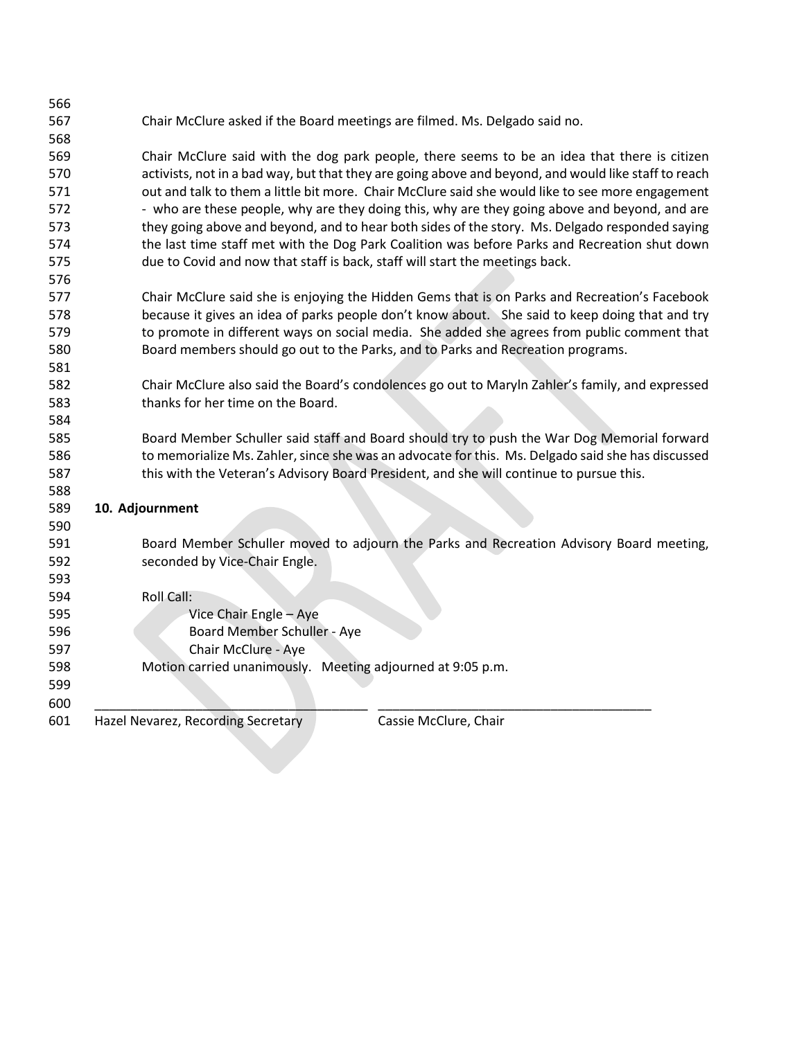Chair McClure asked if the Board meetings are filmed. Ms. Delgado said no.

Chair McClure said with the dog park people, there seems to be an idea that there is citizen activists, not in a bad way, but that they are going above and beyond, and would like staff to reach out and talk to them a little bit more. Chair McClure said she would like to see more engagement - who are these people, why are they doing this, why are they going above and beyond, and are they going above and beyond, and to hear both sides of the story. Ms. Delgado responded saying the last time staff met with the Dog Park Coalition was before Parks and Recreation shut down due to Covid and now that staff is back, staff will start the meetings back.

Chair McClure said she is enjoying the Hidden Gems that is on Parks and Recreation's Facebook because it gives an idea of parks people don't know about. She said to keep doing that and try to promote in different ways on social media. She added she agrees from public comment that Board members should go out to the Parks, and to Parks and Recreation programs.

Chair McClure also said the Board's condolences go out to Maryln Zahler's family, and expressed thanks for her time on the Board.

Board Member Schuller said staff and Board should try to push the War Dog Memorial forward to memorialize Ms. Zahler, since she was an advocate for this. Ms. Delgado said she has discussed this with the Veteran's Advisory Board President, and she will continue to pursue this.

## 10. Adjournment

Board Member Schuller moved to adjourn the Parks and Recreation Advisory Board meeting, seconded by Vice-Chair Engle.

Roll Call:

Vice Chair Engle – Aye
Board Member Schuller - Aye
Chair McClure - Aye

Motion carried unanimously. Meeting adjourned at 9:05 p.m.

\_\_\_\_\_\_\_\_\_\_\_\_\_\_\_\_\_\_\_\_\_\_\_\_\_\_\_\_\_\_\_\_\_\_\_\_\_\_\_\_ \_\_\_\_\_\_\_\_\_\_\_\_\_\_\_\_\_\_\_\_\_\_\_\_\_\_\_\_\_\_\_\_\_\_\_\_\_\_\_\_

Hazel Nevarez, Recording Secretary  Cassie McClure, Chair